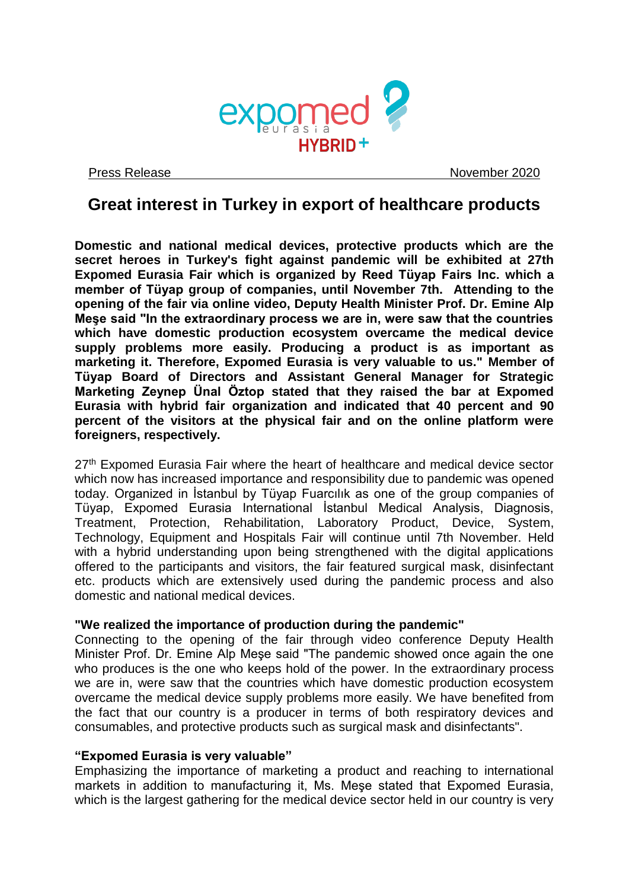expomed eurasia HYBRID+

Press Release November 2020

# Great interest in Turkey in export of healthcare products

**Domestic and national medical devices, protective products which are the secret heroes in Turkey's fight against pandemic will be exhibited at 27th Expomed Eurasia Fair which is organized by Reed Tüyap Fairs Inc. which a member of Tüyap group of companies, until November 7th. Attending to the opening of the fair via online video, Deputy Health Minister Prof. Dr. Emine Alp Meşe said "In the extraordinary process we are in, were saw that the countries which have domestic production ecosystem overcame the medical device supply problems more easily. Producing a product is as important as marketing it. Therefore, Expomed Eurasia is very valuable to us." Member of Tüyap Board of Directors and Assistant General Manager for Strategic Marketing Zeynep Ünal Öztop stated that they raised the bar at Expomed Eurasia with hybrid fair organization and indicated that 40 percent and 90 percent of the visitors at the physical fair and on the online platform were foreigners, respectively.**

27th Expomed Eurasia Fair where the heart of healthcare and medical device sector which now has increased importance and responsibility due to pandemic was opened today. Organized in İstanbul by Tüyap Fuarcılık as one of the group companies of Tüyap, Expomed Eurasia International İstanbul Medical Analysis, Diagnosis, Treatment, Protection, Rehabilitation, Laboratory Product, Device, System, Technology, Equipment and Hospitals Fair will continue until 7th November. Held with a hybrid understanding upon being strengthened with the digital applications offered to the participants and visitors, the fair featured surgical mask, disinfectant etc. products which are extensively used during the pandemic process and also domestic and national medical devices.

**"We realized the importance of production during the pandemic"**

Connecting to the opening of the fair through video conference Deputy Health Minister Prof. Dr. Emine Alp Meşe said "The pandemic showed once again the one who produces is the one who keeps hold of the power. In the extraordinary process we are in, were saw that the countries which have domestic production ecosystem overcame the medical device supply problems more easily. We have benefited from the fact that our country is a producer in terms of both respiratory devices and consumables, and protective products such as surgical mask and disinfectants".

**"Expomed Eurasia is very valuable"**

Emphasizing the importance of marketing a product and reaching to international markets in addition to manufacturing it, Ms. Meşe stated that Expomed Eurasia, which is the largest gathering for the medical device sector held in our country is very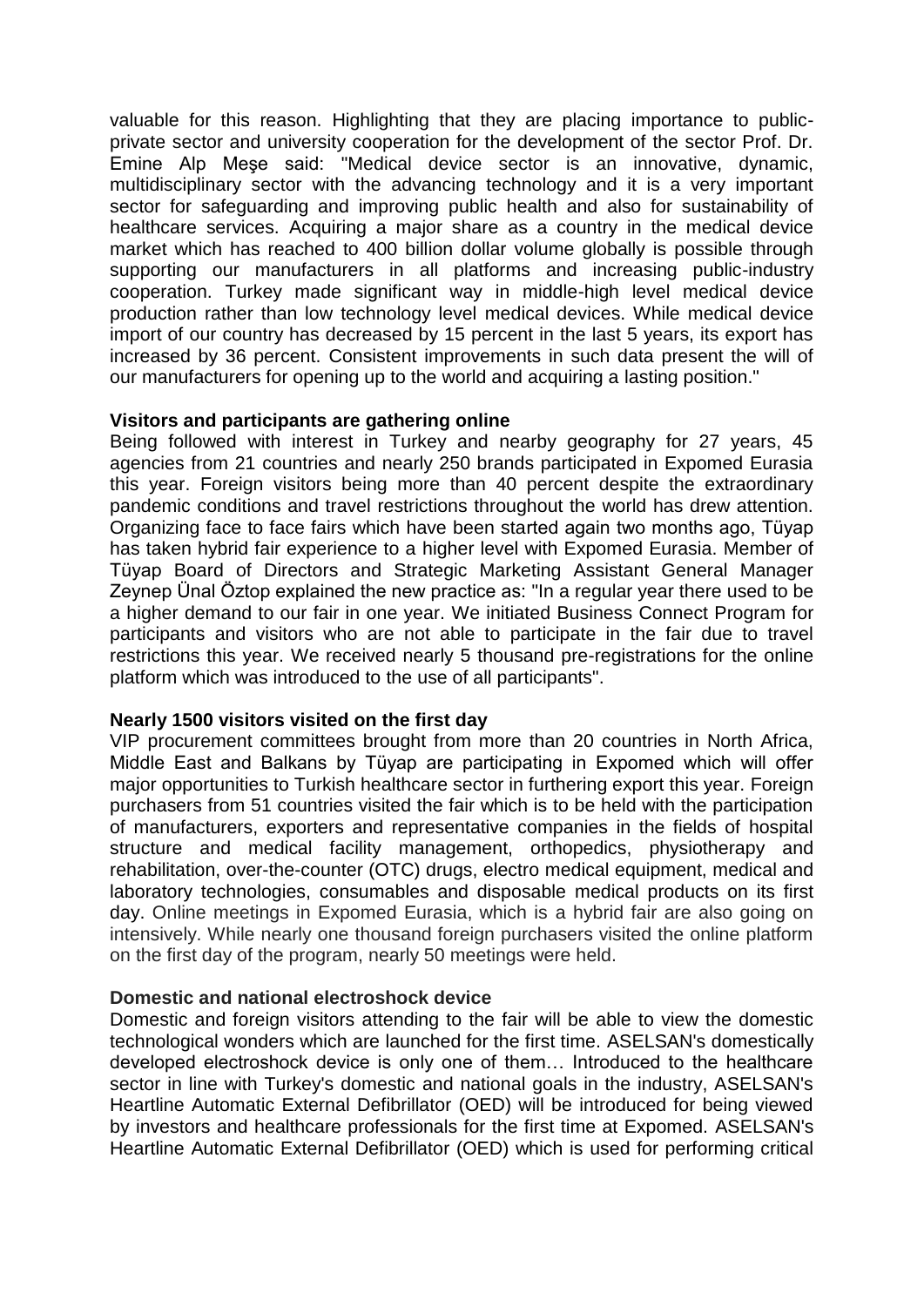valuable for this reason. Highlighting that they are placing importance to public-private sector and university cooperation for the development of the sector Prof. Dr. Emine Alp Meşe said: "Medical device sector is an innovative, dynamic, multidisciplinary sector with the advancing technology and it is a very important sector for safeguarding and improving public health and also for sustainability of healthcare services. Acquiring a major share as a country in the medical device market which has reached to 400 billion dollar volume globally is possible through supporting our manufacturers in all platforms and increasing public-industry cooperation. Turkey made significant way in middle-high level medical device production rather than low technology level medical devices. While medical device import of our country has decreased by 15 percent in the last 5 years, its export has increased by 36 percent. Consistent improvements in such data present the will of our manufacturers for opening up to the world and acquiring a lasting position."

**Visitors and participants are gathering online**

Being followed with interest in Turkey and nearby geography for 27 years, 45 agencies from 21 countries and nearly 250 brands participated in Expomed Eurasia this year. Foreign visitors being more than 40 percent despite the extraordinary pandemic conditions and travel restrictions throughout the world has drew attention. Organizing face to face fairs which have been started again two months ago, Tüyap has taken hybrid fair experience to a higher level with Expomed Eurasia. Member of Tüyap Board of Directors and Strategic Marketing Assistant General Manager Zeynep Ünal Öztop explained the new practice as: "In a regular year there used to be a higher demand to our fair in one year. We initiated Business Connect Program for participants and visitors who are not able to participate in the fair due to travel restrictions this year. We received nearly 5 thousand pre-registrations for the online platform which was introduced to the use of all participants".

**Nearly 1500 visitors visited on the first day**

VIP procurement committees brought from more than 20 countries in North Africa, Middle East and Balkans by Tüyap are participating in Expomed which will offer major opportunities to Turkish healthcare sector in furthering export this year. Foreign purchasers from 51 countries visited the fair which is to be held with the participation of manufacturers, exporters and representative companies in the fields of hospital structure and medical facility management, orthopedics, physiotherapy and rehabilitation, over-the-counter (OTC) drugs, electro medical equipment, medical and laboratory technologies, consumables and disposable medical products on its first day. Online meetings in Expomed Eurasia, which is a hybrid fair are also going on intensively. While nearly one thousand foreign purchasers visited the online platform on the first day of the program, nearly 50 meetings were held.

**Domestic and national electroshock device**

Domestic and foreign visitors attending to the fair will be able to view the domestic technological wonders which are launched for the first time. ASELSAN's domestically developed electroshock device is only one of them… Introduced to the healthcare sector in line with Turkey's domestic and national goals in the industry, ASELSAN's Heartline Automatic External Defibrillator (OED) will be introduced for being viewed by investors and healthcare professionals for the first time at Expomed. ASELSAN's Heartline Automatic External Defibrillator (OED) which is used for performing critical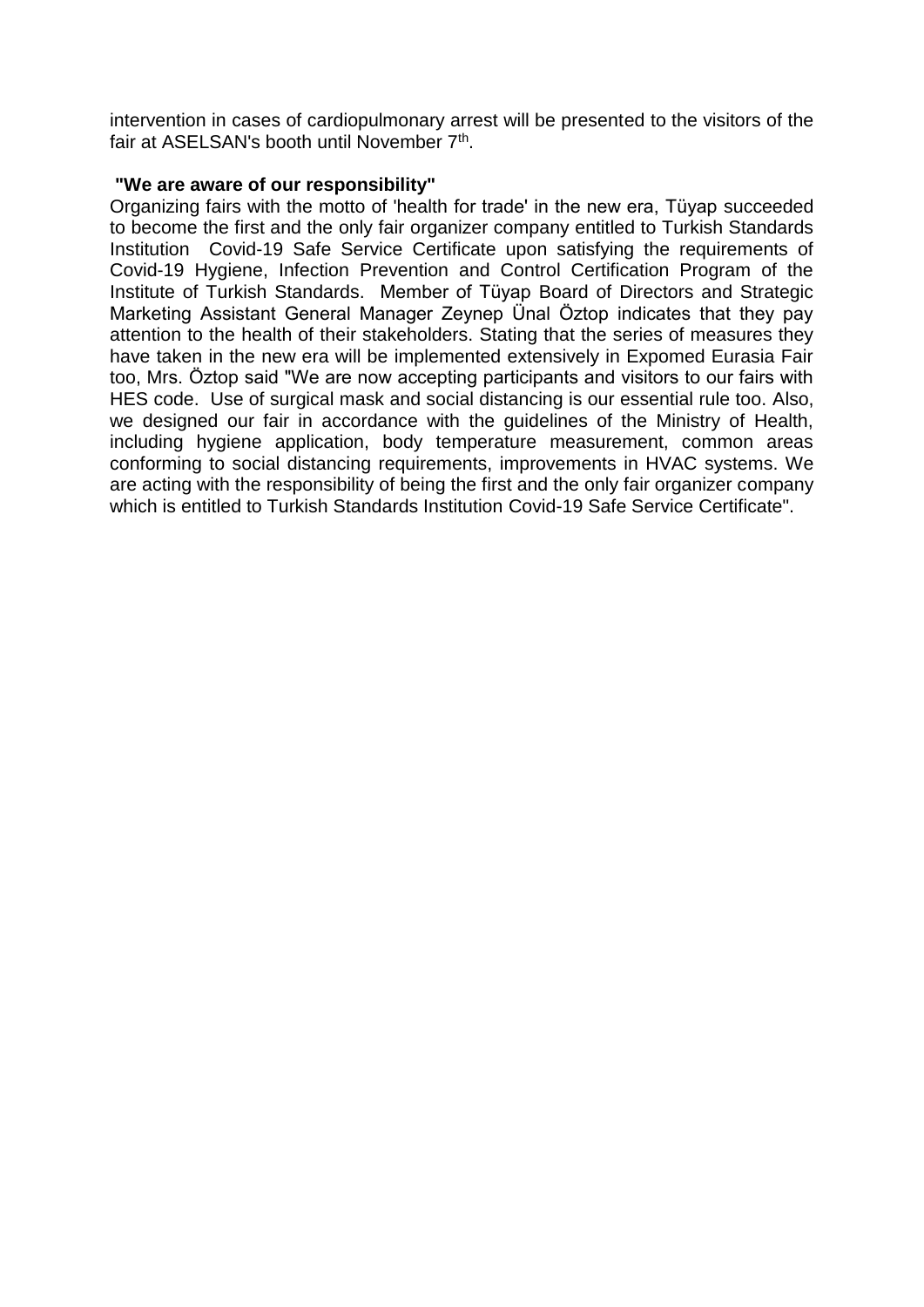intervention in cases of cardiopulmonary arrest will be presented to the visitors of the fair at ASELSAN's booth until November 7th.

**"We are aware of our responsibility"**

Organizing fairs with the motto of 'health for trade' in the new era, Tüyap succeeded to become the first and the only fair organizer company entitled to Turkish Standards Institution Covid-19 Safe Service Certificate upon satisfying the requirements of Covid-19 Hygiene, Infection Prevention and Control Certification Program of the Institute of Turkish Standards. Member of Tüyap Board of Directors and Strategic Marketing Assistant General Manager Zeynep Ünal Öztop indicates that they pay attention to the health of their stakeholders. Stating that the series of measures they have taken in the new era will be implemented extensively in Expomed Eurasia Fair too, Mrs. Öztop said "We are now accepting participants and visitors to our fairs with HES code. Use of surgical mask and social distancing is our essential rule too. Also, we designed our fair in accordance with the guidelines of the Ministry of Health, including hygiene application, body temperature measurement, common areas conforming to social distancing requirements, improvements in HVAC systems. We are acting with the responsibility of being the first and the only fair organizer company which is entitled to Turkish Standards Institution Covid-19 Safe Service Certificate".